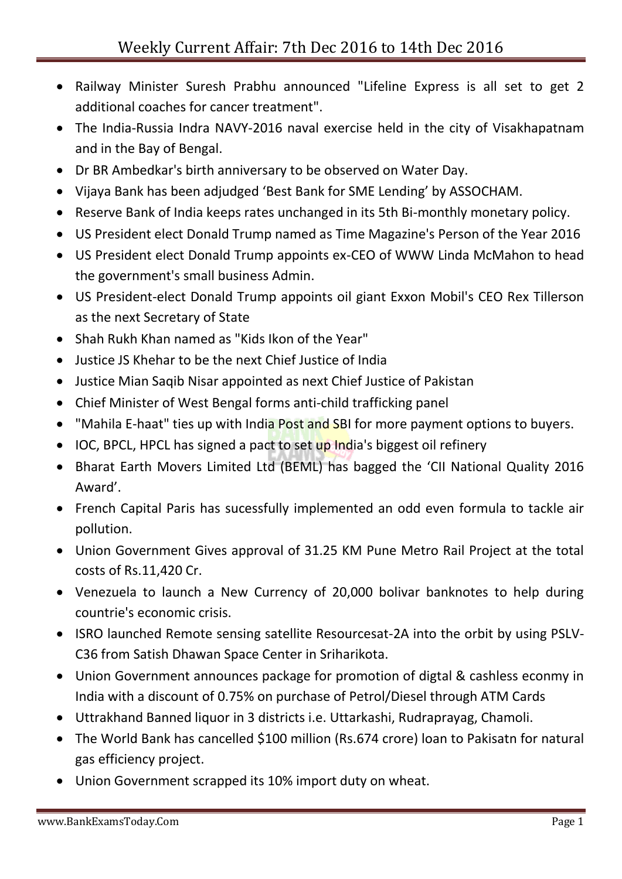# Weekly Current Affair: 7th Dec 2016 to 14th Dec 2016

- Railway Minister Suresh Prabhu announced "Lifeline Express is all set to get 2 additional coaches for cancer treatment".
- The India-Russia Indra NAVY-2016 naval exercise held in the city of Visakhapatnam and in the Bay of Bengal.
- Dr BR Ambedkar's birth anniversary to be observed on Water Day.
- Vijaya Bank has been adjudged 'Best Bank for SME Lending' by ASSOCHAM.
- Reserve Bank of India keeps rates unchanged in its 5th Bi-monthly monetary policy.
- US President elect Donald Trump named as Time Magazine's Person of the Year 2016
- US President elect Donald Trump appoints ex-CEO of WWW Linda McMahon to head the government's small business Admin.
- US President-elect Donald Trump appoints oil giant Exxon Mobil's CEO Rex Tillerson as the next Secretary of State
- Shah Rukh Khan named as "Kids Ikon of the Year"
- Justice JS Khehar to be the next Chief Justice of India
- Justice Mian Saqib Nisar appointed as next Chief Justice of Pakistan
- Chief Minister of West Bengal forms anti-child trafficking panel
- "Mahila E-haat" ties up with India Post and SBI for more payment options to buyers.
- IOC, BPCL, HPCL has signed a pact to set up India's biggest oil refinery
- Bharat Earth Movers Limited Ltd (BEML) has bagged the 'CII National Quality 2016 Award'.
- French Capital Paris has sucessfully implemented an odd even formula to tackle air pollution.
- Union Government Gives approval of 31.25 KM Pune Metro Rail Project at the total costs of Rs.11,420 Cr.
- Venezuela to launch a New Currency of 20,000 bolivar banknotes to help during countrie's economic crisis.
- ISRO launched Remote sensing satellite Resourcesat-2A into the orbit by using PSLV-C36 from Satish Dhawan Space Center in Sriharikota.
- Union Government announces package for promotion of digtal & cashless econmy in India with a discount of 0.75% on purchase of Petrol/Diesel through ATM Cards
- Uttrakhand Banned liquor in 3 districts i.e. Uttarkashi, Rudraprayag, Chamoli.
- The World Bank has cancelled $100 million (Rs.674 crore) loan to Pakisatn for natural gas efficiency project.
- Union Government scrapped its 10% import duty on wheat.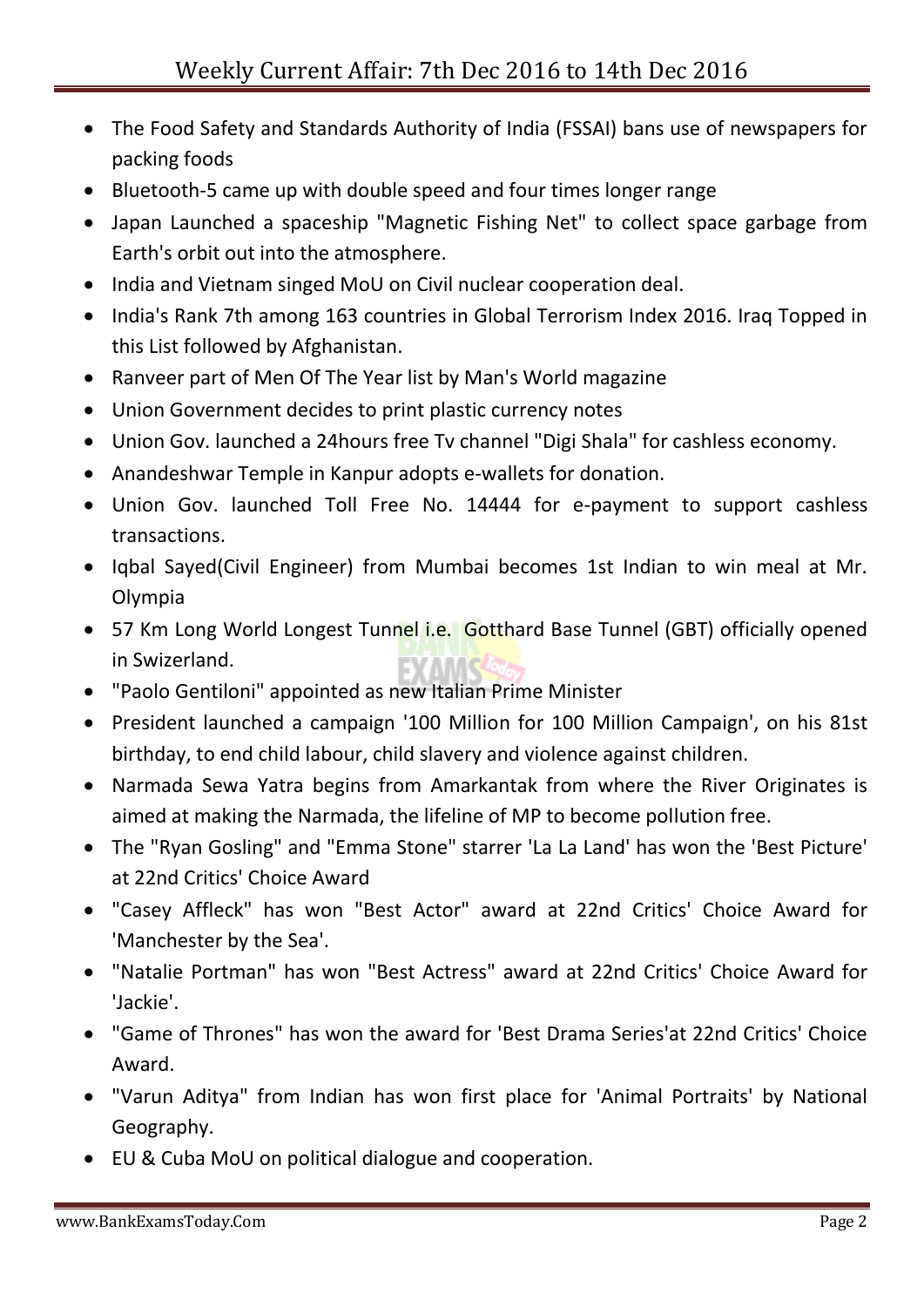- The Food Safety and Standards Authority of India (FSSAI) bans use of newspapers for packing foods
- Bluetooth-5 came up with double speed and four times longer range
- Japan Launched a spaceship "Magnetic Fishing Net" to collect space garbage from Earth's orbit out into the atmosphere.
- India and Vietnam singed MoU on Civil nuclear cooperation deal.
- India's Rank 7th among 163 countries in Global Terrorism Index 2016. Iraq Topped in this List followed by Afghanistan.
- Ranveer part of Men Of The Year list by Man's World magazine
- Union Government decides to print plastic currency notes
- Union Gov. launched a 24hours free Tv channel "Digi Shala" for cashless economy.
- Anandeshwar Temple in Kanpur adopts e-wallets for donation.
- Union Gov. launched Toll Free No. 14444 for e-payment to support cashless transactions.
- Iqbal Sayed(Civil Engineer) from Mumbai becomes 1st Indian to win meal at Mr. Olympia
- 57 Km Long World Longest Tunnel i.e. Gotthard Base Tunnel (GBT) officially opened in Swizerland.
- "Paolo Gentiloni" appointed as new Italian Prime Minister
- President launched a campaign '100 Million for 100 Million Campaign', on his 81st birthday, to end child labour, child slavery and violence against children.
- Narmada Sewa Yatra begins from Amarkantak from where the River Originates is aimed at making the Narmada, the lifeline of MP to become pollution free.
- The "Ryan Gosling" and "Emma Stone" starrer 'La La Land' has won the 'Best Picture' at 22nd Critics' Choice Award
- "Casey Affleck" has won "Best Actor" award at 22nd Critics' Choice Award for 'Manchester by the Sea'.
- "Natalie Portman" has won "Best Actress" award at 22nd Critics' Choice Award for 'Jackie'.
- "Game of Thrones" has won the award for 'Best Drama Series'at 22nd Critics' Choice Award.
- "Varun Aditya" from Indian has won first place for 'Animal Portraits' by National Geography.
- EU & Cuba MoU on political dialogue and cooperation.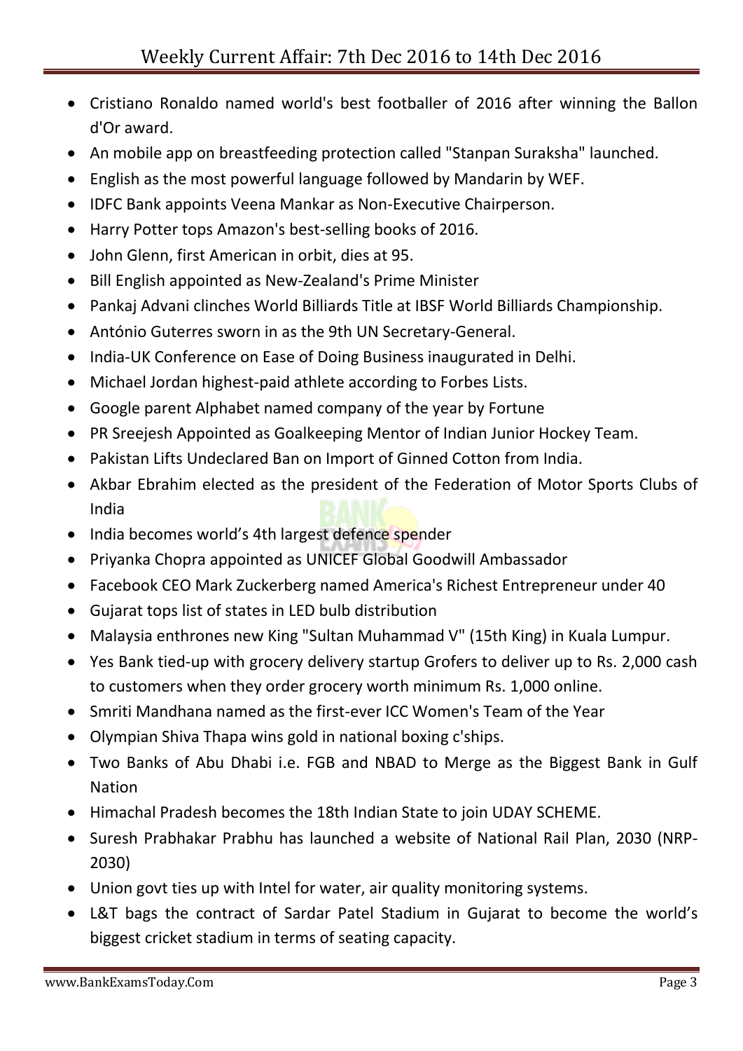- Cristiano Ronaldo named world's best footballer of 2016 after winning the Ballon d'Or award.
- An mobile app on breastfeeding protection called "Stanpan Suraksha" launched.
- English as the most powerful language followed by Mandarin by WEF.
- IDFC Bank appoints Veena Mankar as Non-Executive Chairperson.
- Harry Potter tops Amazon's best-selling books of 2016.
- John Glenn, first American in orbit, dies at 95.
- Bill English appointed as New-Zealand's Prime Minister
- Pankaj Advani clinches World Billiards Title at IBSF World Billiards Championship.
- António Guterres sworn in as the 9th UN Secretary-General.
- India-UK Conference on Ease of Doing Business inaugurated in Delhi.
- Michael Jordan highest-paid athlete according to Forbes Lists.
- Google parent Alphabet named company of the year by Fortune
- PR Sreejesh Appointed as Goalkeeping Mentor of Indian Junior Hockey Team.
- Pakistan Lifts Undeclared Ban on Import of Ginned Cotton from India.
- Akbar Ebrahim elected as the president of the Federation of Motor Sports Clubs of India
- India becomes world's 4th largest defence spender
- Priyanka Chopra appointed as UNICEF Global Goodwill Ambassador
- Facebook CEO Mark Zuckerberg named America's Richest Entrepreneur under 40
- Gujarat tops list of states in LED bulb distribution
- Malaysia enthrones new King "Sultan Muhammad V" (15th King) in Kuala Lumpur.
- Yes Bank tied-up with grocery delivery startup Grofers to deliver up to Rs. 2,000 cash to customers when they order grocery worth minimum Rs. 1,000 online.
- Smriti Mandhana named as the first-ever ICC Women's Team of the Year
- Olympian Shiva Thapa wins gold in national boxing c'ships.
- Two Banks of Abu Dhabi i.e. FGB and NBAD to Merge as the Biggest Bank in Gulf Nation
- Himachal Pradesh becomes the 18th Indian State to join UDAY SCHEME.
- Suresh Prabhakar Prabhu has launched a website of National Rail Plan, 2030 (NRP-2030)
- Union govt ties up with Intel for water, air quality monitoring systems.
- L&T bags the contract of Sardar Patel Stadium in Gujarat to become the world's biggest cricket stadium in terms of seating capacity.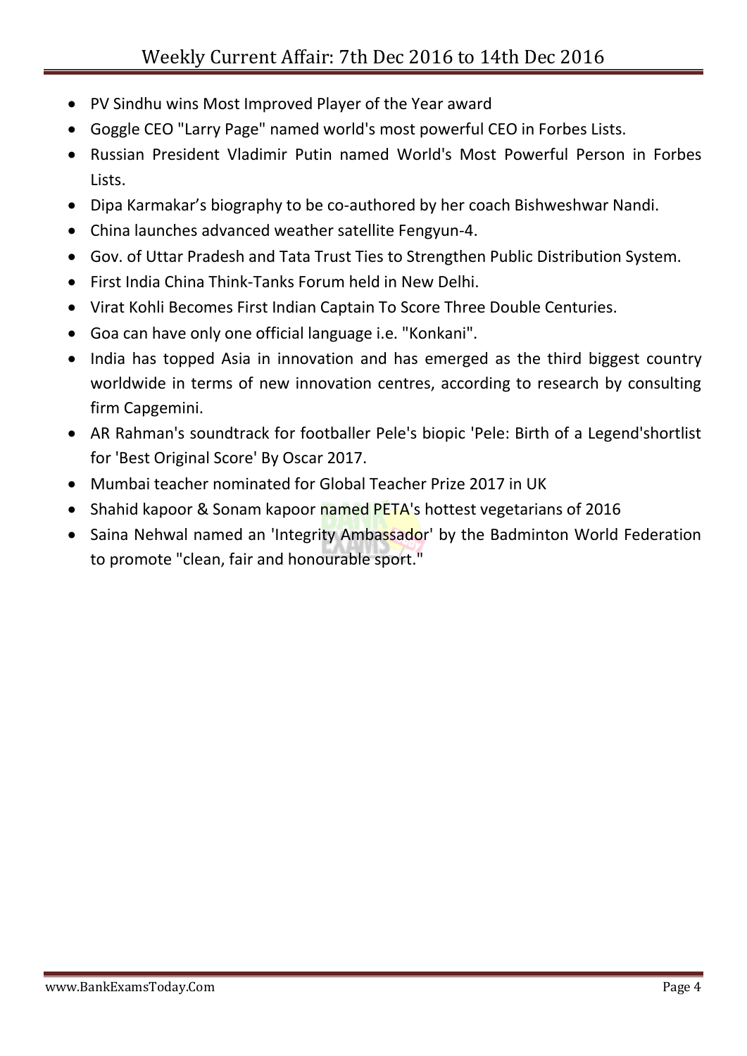- PV Sindhu wins Most Improved Player of the Year award
- Goggle CEO "Larry Page" named world's most powerful CEO in Forbes Lists.
- Russian President Vladimir Putin named World's Most Powerful Person in Forbes Lists.
- Dipa Karmakar's biography to be co-authored by her coach Bishweshwar Nandi.
- China launches advanced weather satellite Fengyun-4.
- Gov. of Uttar Pradesh and Tata Trust Ties to Strengthen Public Distribution System.
- First India China Think-Tanks Forum held in New Delhi.
- Virat Kohli Becomes First Indian Captain To Score Three Double Centuries.
- Goa can have only one official language i.e. "Konkani".
- India has topped Asia in innovation and has emerged as the third biggest country worldwide in terms of new innovation centres, according to research by consulting firm Capgemini.
- AR Rahman's soundtrack for footballer Pele's biopic 'Pele: Birth of a Legend'shortlist for 'Best Original Score' By Oscar 2017.
- Mumbai teacher nominated for Global Teacher Prize 2017 in UK
- Shahid kapoor & Sonam kapoor named PETA's hottest vegetarians of 2016
- Saina Nehwal named an 'Integrity Ambassador' by the Badminton World Federation to promote "clean, fair and honourable sport."